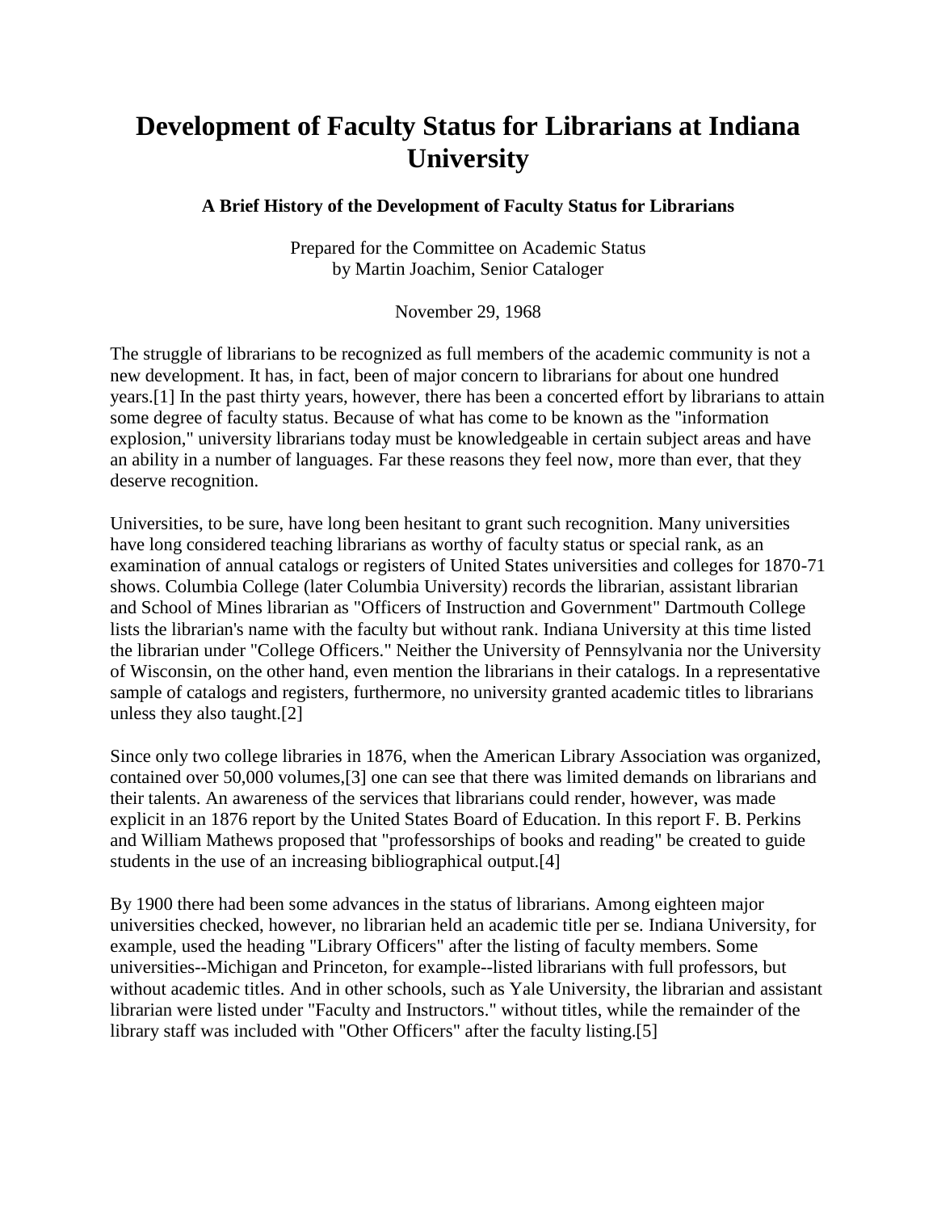# Development of Faculty Status for Librarians at Indiana University

### A Brief History of the Development of Faculty Status for Librarians

Prepared for the Committee on Academic Status
by Martin Joachim, Senior Cataloger

November 29, 1968

The struggle of librarians to be recognized as full members of the academic community is not a new development. It has, in fact, been of major concern to librarians for about one hundred years.[1] In the past thirty years, however, there has been a concerted effort by librarians to attain some degree of faculty status. Because of what has come to be known as the "information explosion," university librarians today must be knowledgeable in certain subject areas and have an ability in a number of languages. Far these reasons they feel now, more than ever, that they deserve recognition.

Universities, to be sure, have long been hesitant to grant such recognition. Many universities have long considered teaching librarians as worthy of faculty status or special rank, as an examination of annual catalogs or registers of United States universities and colleges for 1870-71 shows. Columbia College (later Columbia University) records the librarian, assistant librarian and School of Mines librarian as "Officers of Instruction and Government" Dartmouth College lists the librarian's name with the faculty but without rank. Indiana University at this time listed the librarian under "College Officers." Neither the University of Pennsylvania nor the University of Wisconsin, on the other hand, even mention the librarians in their catalogs. In a representative sample of catalogs and registers, furthermore, no university granted academic titles to librarians unless they also taught.[2]

Since only two college libraries in 1876, when the American Library Association was organized, contained over 50,000 volumes,[3] one can see that there was limited demands on librarians and their talents. An awareness of the services that librarians could render, however, was made explicit in an 1876 report by the United States Board of Education. In this report F. B. Perkins and William Mathews proposed that "professorships of books and reading" be created to guide students in the use of an increasing bibliographical output.[4]

By 1900 there had been some advances in the status of librarians. Among eighteen major universities checked, however, no librarian held an academic title per se. Indiana University, for example, used the heading "Library Officers" after the listing of faculty members. Some universities--Michigan and Princeton, for example--listed librarians with full professors, but without academic titles. And in other schools, such as Yale University, the librarian and assistant librarian were listed under "Faculty and Instructors." without titles, while the remainder of the library staff was included with "Other Officers" after the faculty listing.[5]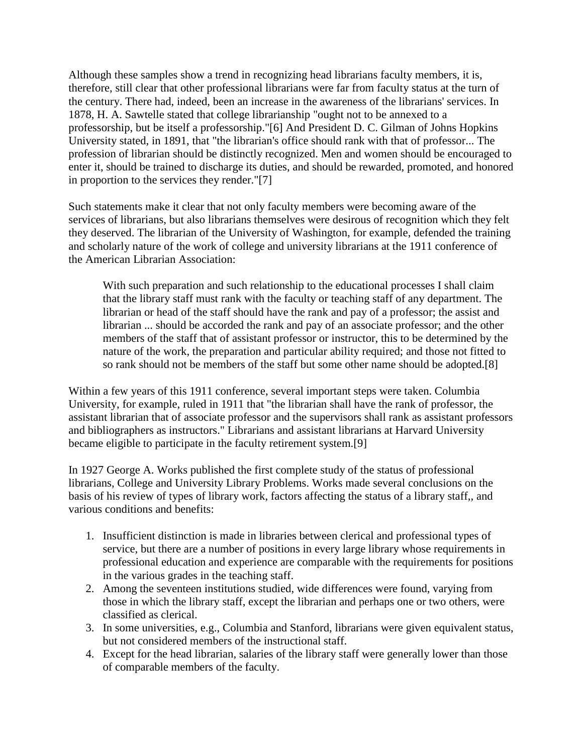Although these samples show a trend in recognizing head librarians faculty members, it is, therefore, still clear that other professional librarians were far from faculty status at the turn of the century. There had, indeed, been an increase in the awareness of the librarians' services. In 1878, H. A. Sawtelle stated that college librarianship "ought not to be annexed to a professorship, but be itself a professorship."[6] And President D. C. Gilman of Johns Hopkins University stated, in 1891, that "the librarian's office should rank with that of professor... The profession of librarian should be distinctly recognized. Men and women should be encouraged to enter it, should be trained to discharge its duties, and should be rewarded, promoted, and honored in proportion to the services they render."[7]

Such statements make it clear that not only faculty members were becoming aware of the services of librarians, but also librarians themselves were desirous of recognition which they felt they deserved. The librarian of the University of Washington, for example, defended the training and scholarly nature of the work of college and university librarians at the 1911 conference of the American Librarian Association:

> With such preparation and such relationship to the educational processes I shall claim that the library staff must rank with the faculty or teaching staff of any department. The librarian or head of the staff should have the rank and pay of a professor; the assist and librarian ... should be accorded the rank and pay of an associate professor; and the other members of the staff that of assistant professor or instructor, this to be determined by the nature of the work, the preparation and particular ability required; and those not fitted to so rank should not be members of the staff but some other name should be adopted.[8]

Within a few years of this 1911 conference, several important steps were taken. Columbia University, for example, ruled in 1911 that "the librarian shall have the rank of professor, the assistant librarian that of associate professor and the supervisors shall rank as assistant professors and bibliographers as instructors." Librarians and assistant librarians at Harvard University became eligible to participate in the faculty retirement system.[9]

In 1927 George A. Works published the first complete study of the status of professional librarians, College and University Library Problems. Works made several conclusions on the basis of his review of types of library work, factors affecting the status of a library staff,, and various conditions and benefits:

1. Insufficient distinction is made in libraries between clerical and professional types of service, but there are a number of positions in every large library whose requirements in professional education and experience are comparable with the requirements for positions in the various grades in the teaching staff.
2. Among the seventeen institutions studied, wide differences were found, varying from those in which the library staff, except the librarian and perhaps one or two others, were classified as clerical.
3. In some universities, e.g., Columbia and Stanford, librarians were given equivalent status, but not considered members of the instructional staff.
4. Except for the head librarian, salaries of the library staff were generally lower than those of comparable members of the faculty.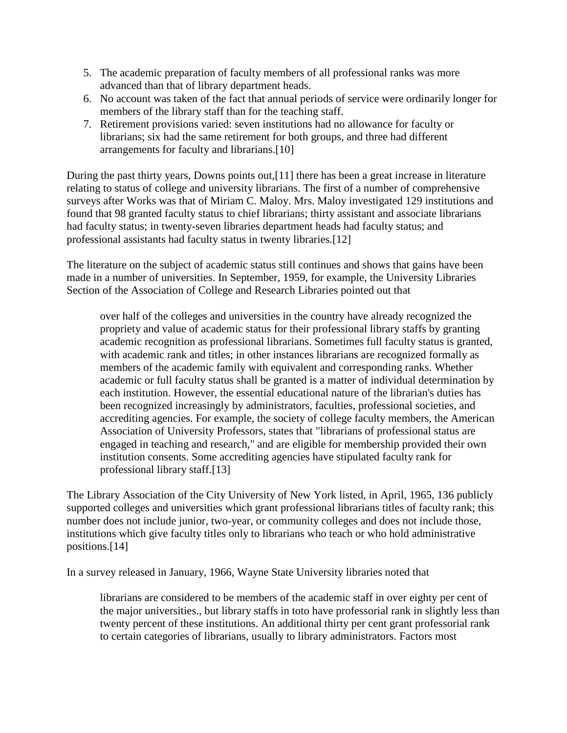5. The academic preparation of faculty members of all professional ranks was more advanced than that of library department heads.
6. No account was taken of the fact that annual periods of service were ordinarily longer for members of the library staff than for the teaching staff.
7. Retirement provisions varied: seven institutions had no allowance for faculty or librarians; six had the same retirement for both groups, and three had different arrangements for faculty and librarians.[10]

During the past thirty years, Downs points out,[11] there has been a great increase in literature relating to status of college and university librarians. The first of a number of comprehensive surveys after Works was that of Miriam C. Maloy. Mrs. Maloy investigated 129 institutions and found that 98 granted faculty status to chief librarians; thirty assistant and associate librarians had faculty status; in twenty-seven libraries department heads had faculty status; and professional assistants had faculty status in twenty libraries.[12]

The literature on the subject of academic status still continues and shows that gains have been made in a number of universities. In September, 1959, for example, the University Libraries Section of the Association of College and Research Libraries pointed out that

> over half of the colleges and universities in the country have already recognized the propriety and value of academic status for their professional library staffs by granting academic recognition as professional librarians. Sometimes full faculty status is granted, with academic rank and titles; in other instances librarians are recognized formally as members of the academic family with equivalent and corresponding ranks. Whether academic or full faculty status shall be granted is a matter of individual determination by each institution. However, the essential educational nature of the librarian's duties has been recognized increasingly by administrators, faculties, professional societies, and accrediting agencies. For example, the society of college faculty members, the American Association of University Professors, states that "librarians of professional status are engaged in teaching and research," and are eligible for membership provided their own institution consents. Some accrediting agencies have stipulated faculty rank for professional library staff.[13]

The Library Association of the City University of New York listed, in April, 1965, 136 publicly supported colleges and universities which grant professional librarians titles of faculty rank; this number does not include junior, two-year, or community colleges and does not include those, institutions which give faculty titles only to librarians who teach or who hold administrative positions.[14]

In a survey released in January, 1966, Wayne State University libraries noted that

> librarians are considered to be members of the academic staff in over eighty per cent of the major universities., but library staffs in toto have professorial rank in slightly less than twenty percent of these institutions. An additional thirty per cent grant professorial rank to certain categories of librarians, usually to library administrators. Factors most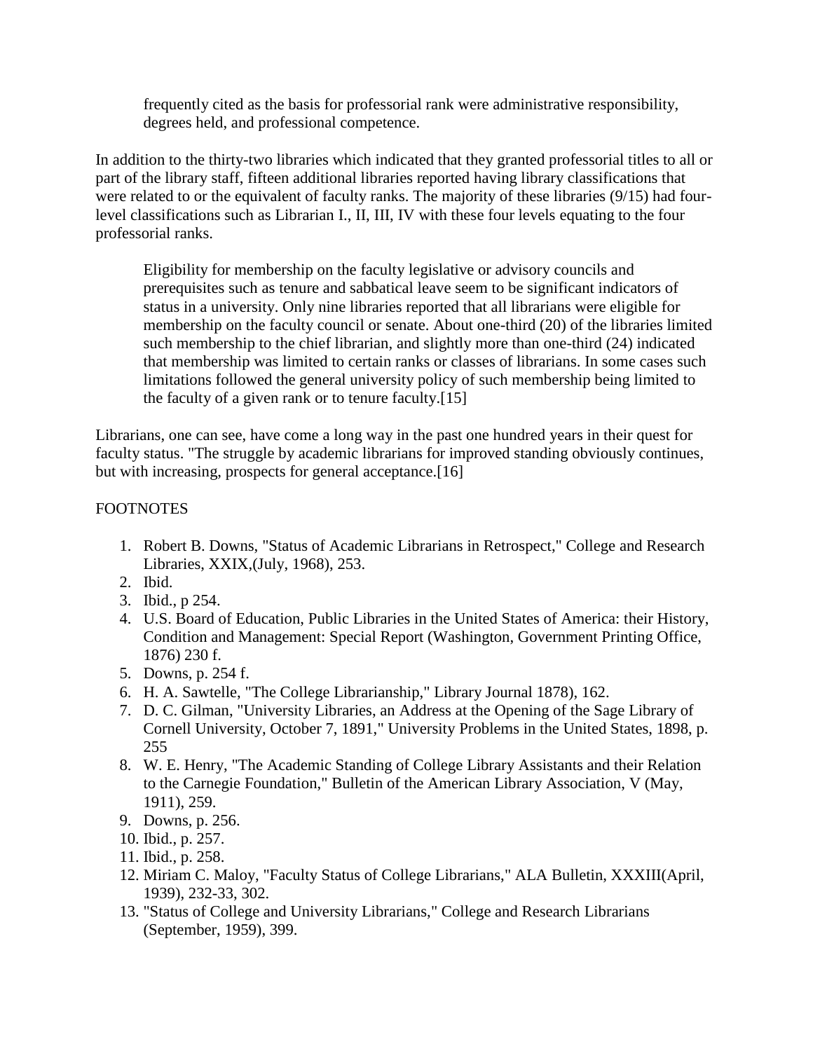> frequently cited as the basis for professorial rank were administrative responsibility, degrees held, and professional competence.

In addition to the thirty-two libraries which indicated that they granted professorial titles to all or part of the library staff, fifteen additional libraries reported having library classifications that were related to or the equivalent of faculty ranks. The majority of these libraries (9/15) had four-level classifications such as Librarian I., II, III, IV with these four levels equating to the four professorial ranks.

> Eligibility for membership on the faculty legislative or advisory councils and prerequisites such as tenure and sabbatical leave seem to be significant indicators of status in a university. Only nine libraries reported that all librarians were eligible for membership on the faculty council or senate. About one-third (20) of the libraries limited such membership to the chief librarian, and slightly more than one-third (24) indicated that membership was limited to certain ranks or classes of librarians. In some cases such limitations followed the general university policy of such membership being limited to the faculty of a given rank or to tenure faculty.[15]

Librarians, one can see, have come a long way in the past one hundred years in their quest for faculty status. "The struggle by academic librarians for improved standing obviously continues, but with increasing, prospects for general acceptance.[16]

FOOTNOTES

1. Robert B. Downs, "Status of Academic Librarians in Retrospect," College and Research Libraries, XXIX,(July, 1968), 253.
2. Ibid.
3. Ibid., p 254.
4. U.S. Board of Education, Public Libraries in the United States of America: their History, Condition and Management: Special Report (Washington, Government Printing Office, 1876) 230 f.
5. Downs, p. 254 f.
6. H. A. Sawtelle, "The College Librarianship," Library Journal 1878), 162.
7. D. C. Gilman, "University Libraries, an Address at the Opening of the Sage Library of Cornell University, October 7, 1891," University Problems in the United States, 1898, p. 255
8. W. E. Henry, "The Academic Standing of College Library Assistants and their Relation to the Carnegie Foundation," Bulletin of the American Library Association, V (May, 1911), 259.
9. Downs, p. 256.
10. Ibid., p. 257.
11. Ibid., p. 258.
12. Miriam C. Maloy, "Faculty Status of College Librarians," ALA Bulletin, XXXIII(April, 1939), 232-33, 302.
13. "Status of College and University Librarians," College and Research Librarians (September, 1959), 399.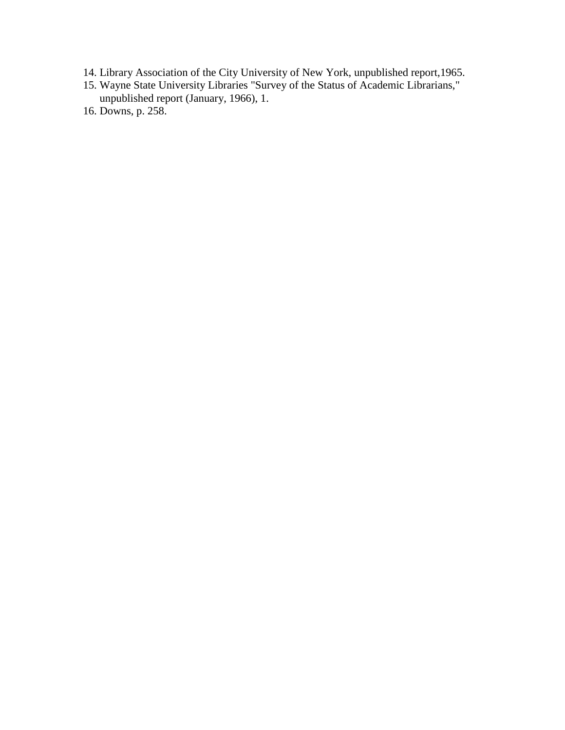14. Library Association of the City University of New York, unpublished report,1965.
15. Wayne State University Libraries "Survey of the Status of Academic Librarians," unpublished report (January, 1966), 1.
16. Downs, p. 258.